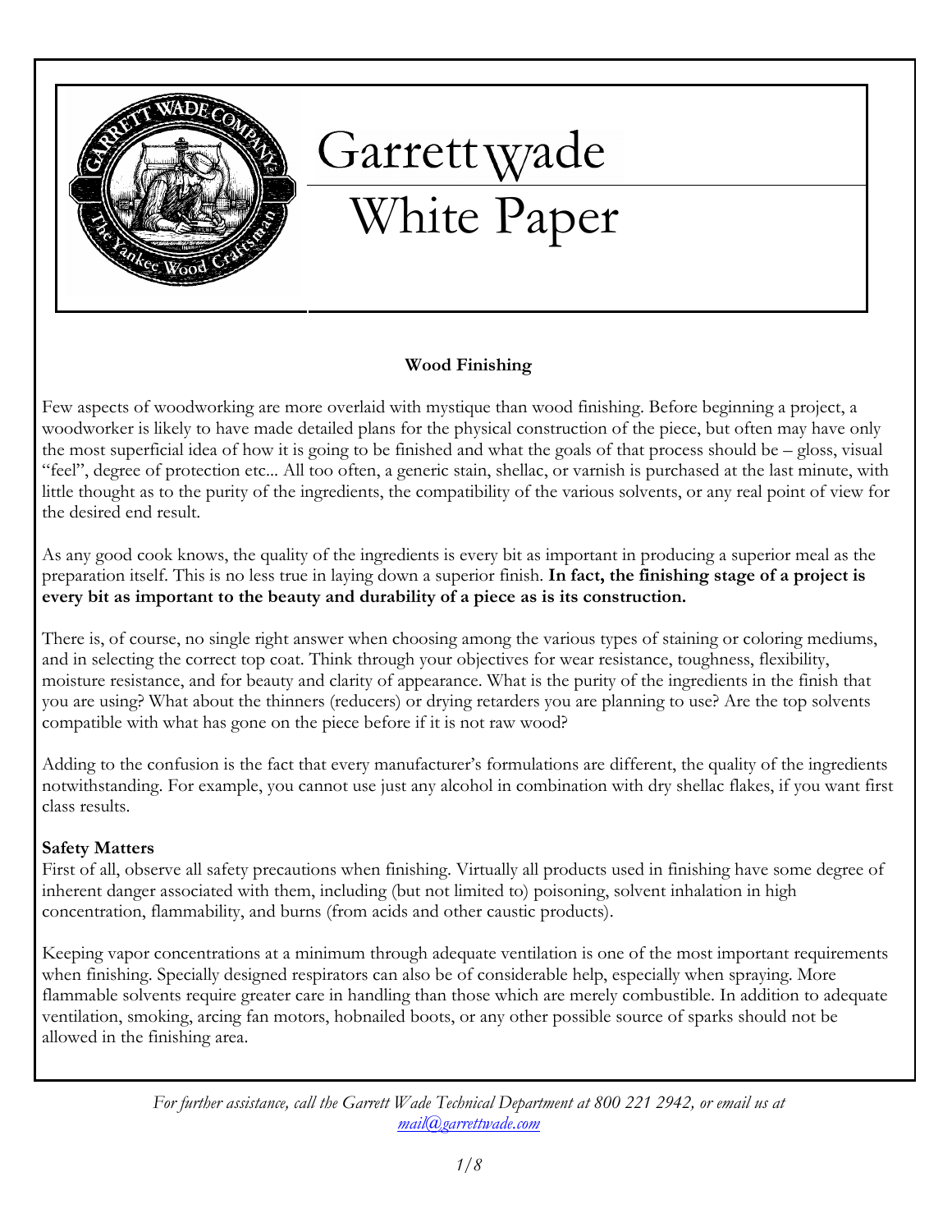# Garrett Wade

# White Paper

## Wood Finishing

Few aspects of woodworking are more overlaid with mystique than wood finishing. Before beginning a project, a woodworker is likely to have made detailed plans for the physical construction of the piece, but often may have only the most superficial idea of how it is going to be finished and what the goals of that process should be – gloss, visual "feel", degree of protection etc... All too often, a generic stain, shellac, or varnish is purchased at the last minute, with little thought as to the purity of the ingredients, the compatibility of the various solvents, or any real point of view for the desired end result.

As any good cook knows, the quality of the ingredients is every bit as important in producing a superior meal as the preparation itself. This is no less true in laying down a superior finish. **In fact, the finishing stage of a project is every bit as important to the beauty and durability of a piece as is its construction.**

There is, of course, no single right answer when choosing among the various types of staining or coloring mediums, and in selecting the correct top coat. Think through your objectives for wear resistance, toughness, flexibility, moisture resistance, and for beauty and clarity of appearance. What is the purity of the ingredients in the finish that you are using? What about the thinners (reducers) or drying retarders you are planning to use? Are the top solvents compatible with what has gone on the piece before if it is not raw wood?

Adding to the confusion is the fact that every manufacturer's formulations are different, the quality of the ingredients notwithstanding. For example, you cannot use just any alcohol in combination with dry shellac flakes, if you want first class results.

### Safety Matters

First of all, observe all safety precautions when finishing. Virtually all products used in finishing have some degree of inherent danger associated with them, including (but not limited to) poisoning, solvent inhalation in high concentration, flammability, and burns (from acids and other caustic products).

Keeping vapor concentrations at a minimum through adequate ventilation is one of the most important requirements when finishing. Specially designed respirators can also be of considerable help, especially when spraying. More flammable solvents require greater care in handling than those which are merely combustible. In addition to adequate ventilation, smoking, arcing fan motors, hobnailed boots, or any other possible source of sparks should not be allowed in the finishing area.

*For further assistance, call the Garrett Wade Technical Department at 800 221 2942, or email us at mail@garrettwade.com*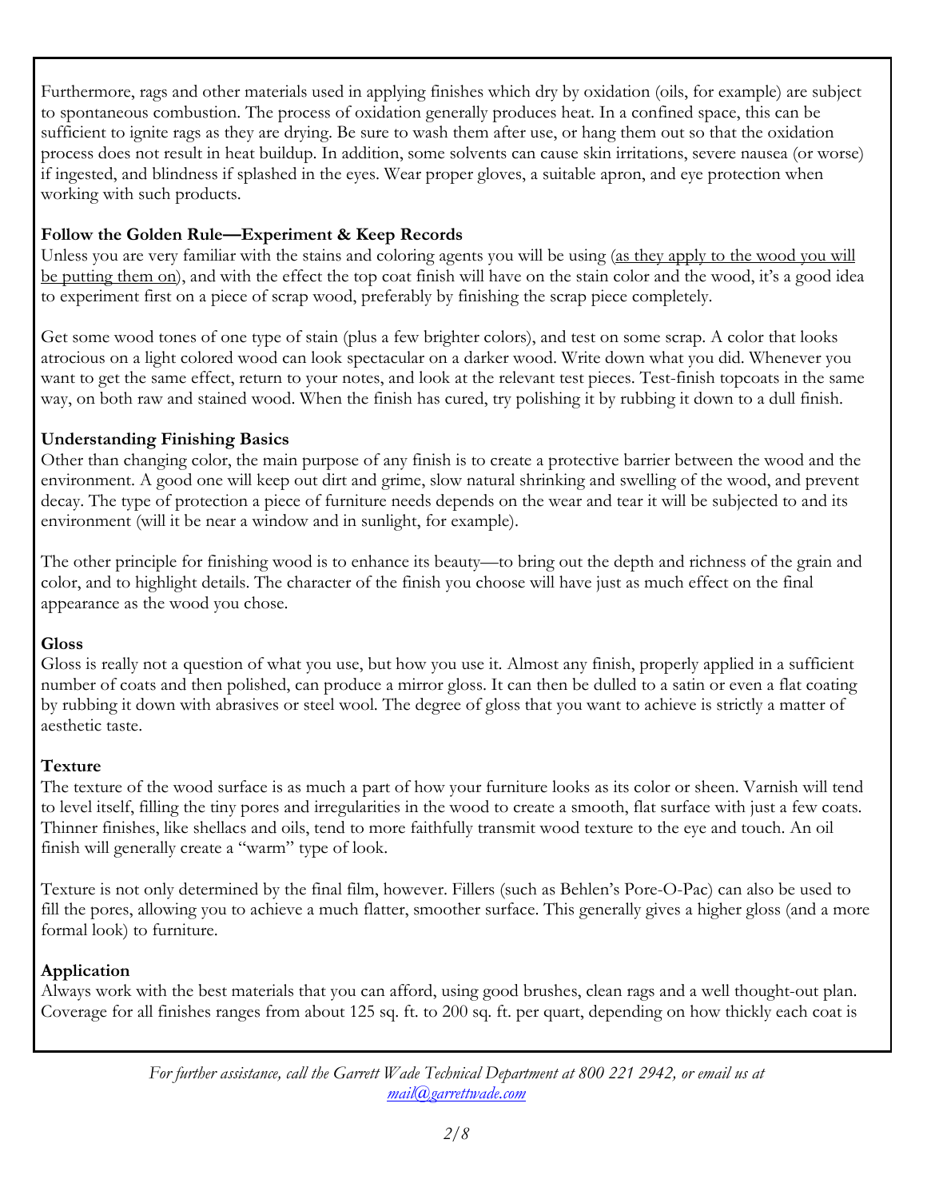Furthermore, rags and other materials used in applying finishes which dry by oxidation (oils, for example) are subject to spontaneous combustion. The process of oxidation generally produces heat. In a confined space, this can be sufficient to ignite rags as they are drying. Be sure to wash them after use, or hang them out so that the oxidation process does not result in heat buildup. In addition, some solvents can cause skin irritations, severe nausea (or worse) if ingested, and blindness if splashed in the eyes. Wear proper gloves, a suitable apron, and eye protection when working with such products.

**Follow the Golden Rule—Experiment & Keep Records**

Unless you are very familiar with the stains and coloring agents you will be using (<u>as they apply to the wood you will be putting them on</u>), and with the effect the top coat finish will have on the stain color and the wood, it's a good idea to experiment first on a piece of scrap wood, preferably by finishing the scrap piece completely.

Get some wood tones of one type of stain (plus a few brighter colors), and test on some scrap. A color that looks atrocious on a light colored wood can look spectacular on a darker wood. Write down what you did. Whenever you want to get the same effect, return to your notes, and look at the relevant test pieces. Test-finish topcoats in the same way, on both raw and stained wood. When the finish has cured, try polishing it by rubbing it down to a dull finish.

**Understanding Finishing Basics**

Other than changing color, the main purpose of any finish is to create a protective barrier between the wood and the environment. A good one will keep out dirt and grime, slow natural shrinking and swelling of the wood, and prevent decay. The type of protection a piece of furniture needs depends on the wear and tear it will be subjected to and its environment (will it be near a window and in sunlight, for example).

The other principle for finishing wood is to enhance its beauty—to bring out the depth and richness of the grain and color, and to highlight details. The character of the finish you choose will have just as much effect on the final appearance as the wood you chose.

**Gloss**

Gloss is really not a question of what you use, but how you use it. Almost any finish, properly applied in a sufficient number of coats and then polished, can produce a mirror gloss. It can then be dulled to a satin or even a flat coating by rubbing it down with abrasives or steel wool. The degree of gloss that you want to achieve is strictly a matter of aesthetic taste.

**Texture**

The texture of the wood surface is as much a part of how your furniture looks as its color or sheen. Varnish will tend to level itself, filling the tiny pores and irregularities in the wood to create a smooth, flat surface with just a few coats. Thinner finishes, like shellacs and oils, tend to more faithfully transmit wood texture to the eye and touch. An oil finish will generally create a "warm" type of look.

Texture is not only determined by the final film, however. Fillers (such as Behlen's Pore-O-Pac) can also be used to fill the pores, allowing you to achieve a much flatter, smoother surface. This generally gives a higher gloss (and a more formal look) to furniture.

**Application**

Always work with the best materials that you can afford, using good brushes, clean rags and a well thought-out plan. Coverage for all finishes ranges from about 125 sq. ft. to 200 sq. ft. per quart, depending on how thickly each coat is

*For further assistance, call the Garrett Wade Technical Department at 800 221 2942, or email us at mail@garrettwade.com*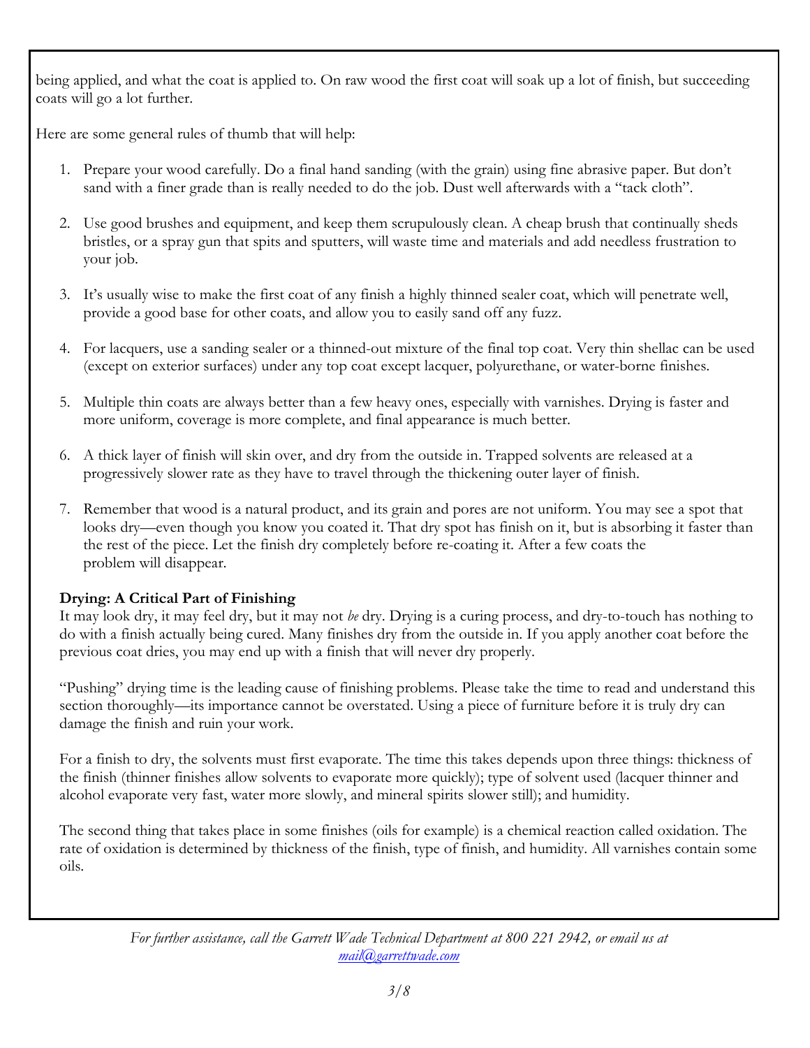being applied, and what the coat is applied to. On raw wood the first coat will soak up a lot of finish, but succeeding coats will go a lot further.

Here are some general rules of thumb that will help:

1. Prepare your wood carefully. Do a final hand sanding (with the grain) using fine abrasive paper. But don't sand with a finer grade than is really needed to do the job. Dust well afterwards with a "tack cloth".

2. Use good brushes and equipment, and keep them scrupulously clean. A cheap brush that continually sheds bristles, or a spray gun that spits and sputters, will waste time and materials and add needless frustration to your job.

3. It's usually wise to make the first coat of any finish a highly thinned sealer coat, which will penetrate well, provide a good base for other coats, and allow you to easily sand off any fuzz.

4. For lacquers, use a sanding sealer or a thinned-out mixture of the final top coat. Very thin shellac can be used (except on exterior surfaces) under any top coat except lacquer, polyurethane, or water-borne finishes.

5. Multiple thin coats are always better than a few heavy ones, especially with varnishes. Drying is faster and more uniform, coverage is more complete, and final appearance is much better.

6. A thick layer of finish will skin over, and dry from the outside in. Trapped solvents are released at a progressively slower rate as they have to travel through the thickening outer layer of finish.

7. Remember that wood is a natural product, and its grain and pores are not uniform. You may see a spot that looks dry—even though you know you coated it. That dry spot has finish on it, but is absorbing it faster than the rest of the piece. Let the finish dry completely before re-coating it. After a few coats the problem will disappear.

**Drying: A Critical Part of Finishing**

It may look dry, it may feel dry, but it may not *be* dry. Drying is a curing process, and dry-to-touch has nothing to do with a finish actually being cured. Many finishes dry from the outside in. If you apply another coat before the previous coat dries, you may end up with a finish that will never dry properly.

"Pushing" drying time is the leading cause of finishing problems. Please take the time to read and understand this section thoroughly—its importance cannot be overstated. Using a piece of furniture before it is truly dry can damage the finish and ruin your work.

For a finish to dry, the solvents must first evaporate. The time this takes depends upon three things: thickness of the finish (thinner finishes allow solvents to evaporate more quickly); type of solvent used (lacquer thinner and alcohol evaporate very fast, water more slowly, and mineral spirits slower still); and humidity.

The second thing that takes place in some finishes (oils for example) is a chemical reaction called oxidation. The rate of oxidation is determined by thickness of the finish, type of finish, and humidity. All varnishes contain some oils.

*For further assistance, call the Garrett Wade Technical Department at 800 221 2942, or email us at mail@garrettwade.com*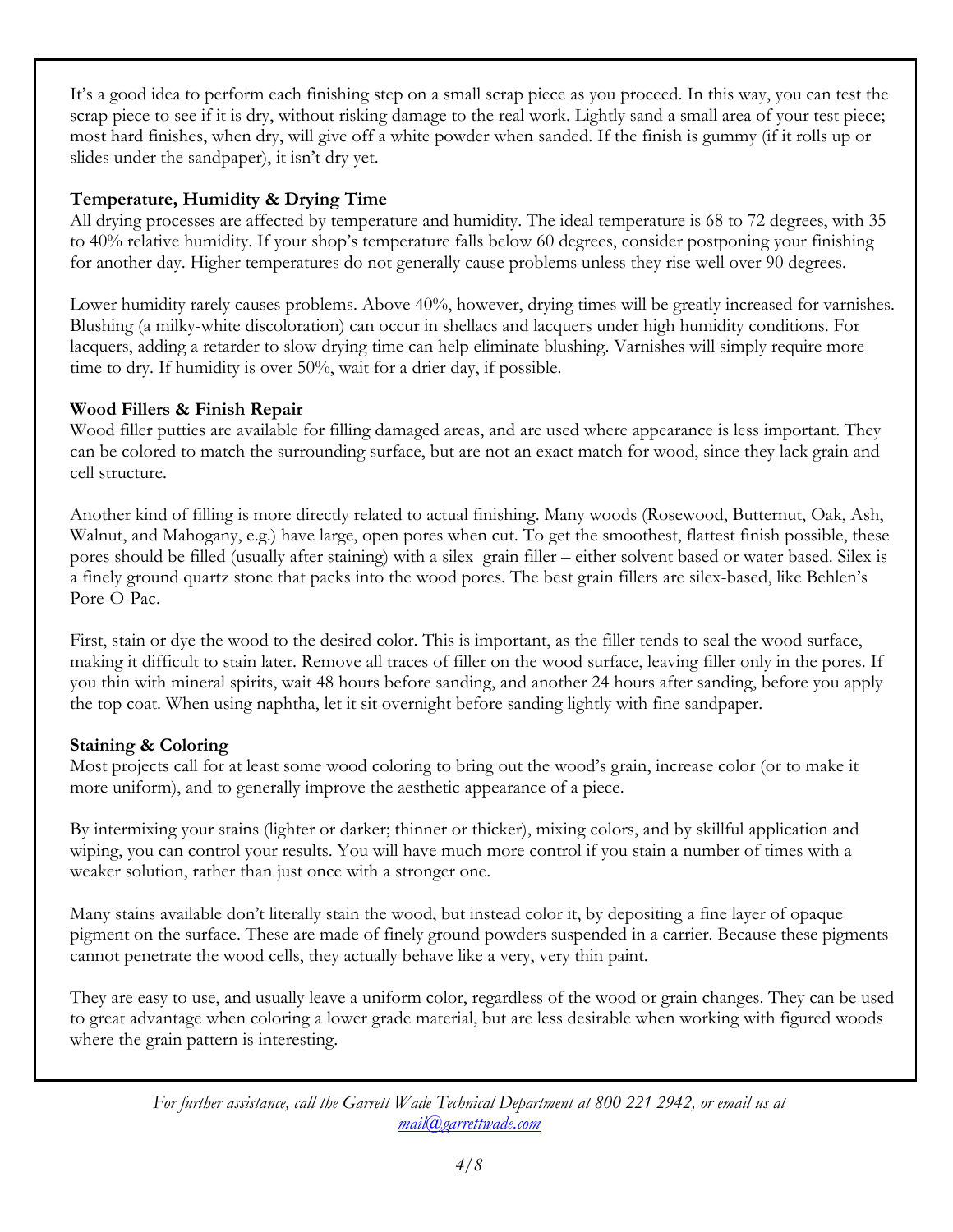It's a good idea to perform each finishing step on a small scrap piece as you proceed. In this way, you can test the scrap piece to see if it is dry, without risking damage to the real work. Lightly sand a small area of your test piece; most hard finishes, when dry, will give off a white powder when sanded. If the finish is gummy (if it rolls up or slides under the sandpaper), it isn't dry yet.

**Temperature, Humidity & Drying Time**

All drying processes are affected by temperature and humidity. The ideal temperature is 68 to 72 degrees, with 35 to 40% relative humidity. If your shop's temperature falls below 60 degrees, consider postponing your finishing for another day. Higher temperatures do not generally cause problems unless they rise well over 90 degrees.

Lower humidity rarely causes problems. Above 40%, however, drying times will be greatly increased for varnishes. Blushing (a milky-white discoloration) can occur in shellacs and lacquers under high humidity conditions. For lacquers, adding a retarder to slow drying time can help eliminate blushing. Varnishes will simply require more time to dry. If humidity is over 50%, wait for a drier day, if possible.

**Wood Fillers & Finish Repair**

Wood filler putties are available for filling damaged areas, and are used where appearance is less important. They can be colored to match the surrounding surface, but are not an exact match for wood, since they lack grain and cell structure.

Another kind of filling is more directly related to actual finishing. Many woods (Rosewood, Butternut, Oak, Ash, Walnut, and Mahogany, e.g.) have large, open pores when cut. To get the smoothest, flattest finish possible, these pores should be filled (usually after staining) with a silex grain filler – either solvent based or water based. Silex is a finely ground quartz stone that packs into the wood pores. The best grain fillers are silex-based, like Behlen's Pore-O-Pac.

First, stain or dye the wood to the desired color. This is important, as the filler tends to seal the wood surface, making it difficult to stain later. Remove all traces of filler on the wood surface, leaving filler only in the pores. If you thin with mineral spirits, wait 48 hours before sanding, and another 24 hours after sanding, before you apply the top coat. When using naphtha, let it sit overnight before sanding lightly with fine sandpaper.

**Staining & Coloring**

Most projects call for at least some wood coloring to bring out the wood's grain, increase color (or to make it more uniform), and to generally improve the aesthetic appearance of a piece.

By intermixing your stains (lighter or darker; thinner or thicker), mixing colors, and by skillful application and wiping, you can control your results. You will have much more control if you stain a number of times with a weaker solution, rather than just once with a stronger one.

Many stains available don't literally stain the wood, but instead color it, by depositing a fine layer of opaque pigment on the surface. These are made of finely ground powders suspended in a carrier. Because these pigments cannot penetrate the wood cells, they actually behave like a very, very thin paint.

They are easy to use, and usually leave a uniform color, regardless of the wood or grain changes. They can be used to great advantage when coloring a lower grade material, but are less desirable when working with figured woods where the grain pattern is interesting.

*For further assistance, call the Garrett Wade Technical Department at 800 221 2942, or email us at [mail@garrettwade.com](mailto:mail@garrettwade.com)*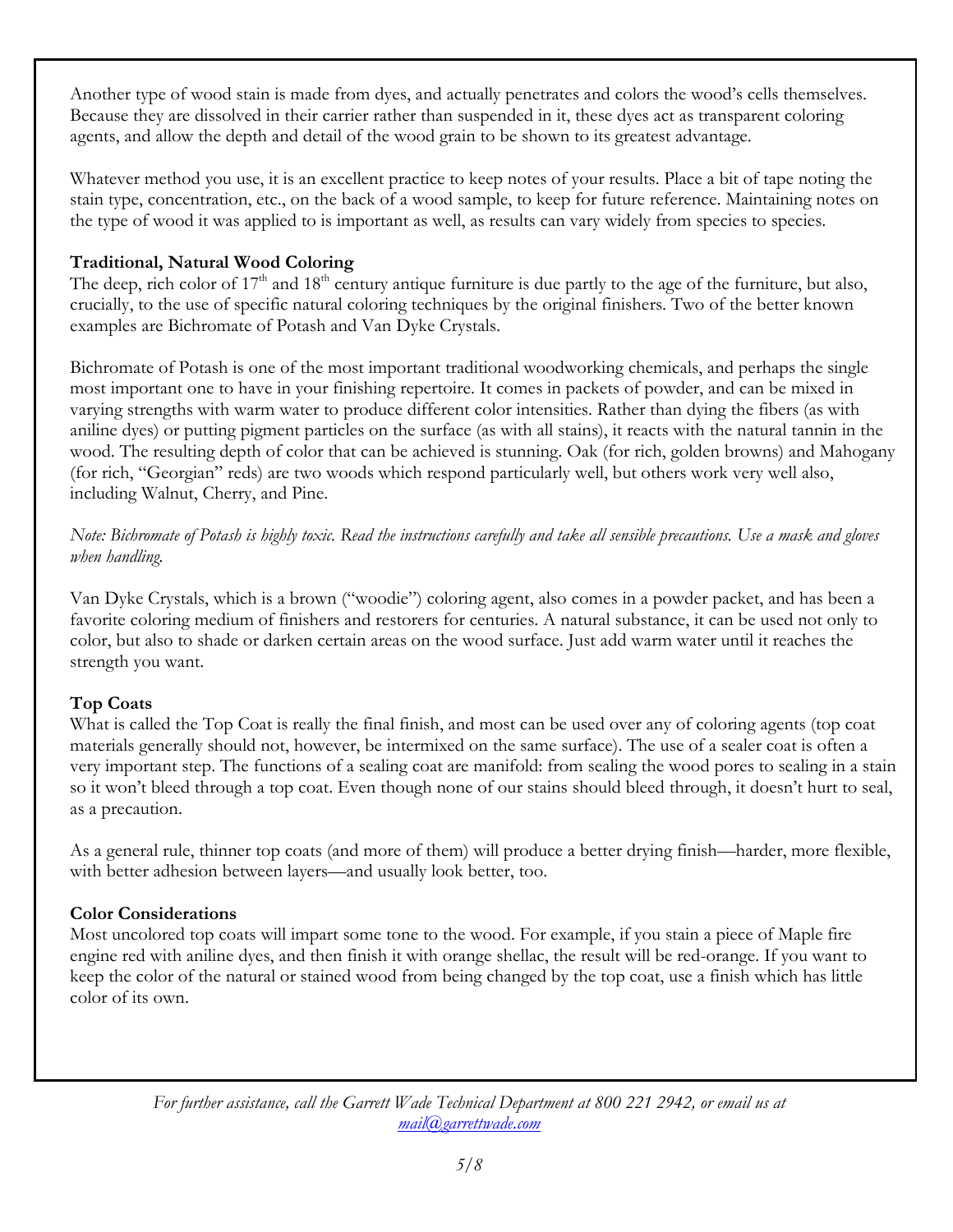Another type of wood stain is made from dyes, and actually penetrates and colors the wood's cells themselves. Because they are dissolved in their carrier rather than suspended in it, these dyes act as transparent coloring agents, and allow the depth and detail of the wood grain to be shown to its greatest advantage.

Whatever method you use, it is an excellent practice to keep notes of your results. Place a bit of tape noting the stain type, concentration, etc., on the back of a wood sample, to keep for future reference. Maintaining notes on the type of wood it was applied to is important as well, as results can vary widely from species to species.

**Traditional, Natural Wood Coloring**

The deep, rich color of 17th and 18th century antique furniture is due partly to the age of the furniture, but also, crucially, to the use of specific natural coloring techniques by the original finishers. Two of the better known examples are Bichromate of Potash and Van Dyke Crystals.

Bichromate of Potash is one of the most important traditional woodworking chemicals, and perhaps the single most important one to have in your finishing repertoire. It comes in packets of powder, and can be mixed in varying strengths with warm water to produce different color intensities. Rather than dying the fibers (as with aniline dyes) or putting pigment particles on the surface (as with all stains), it reacts with the natural tannin in the wood. The resulting depth of color that can be achieved is stunning. Oak (for rich, golden browns) and Mahogany (for rich, "Georgian" reds) are two woods which respond particularly well, but others work very well also, including Walnut, Cherry, and Pine.

*Note: Bichromate of Potash is highly toxic. Read the instructions carefully and take all sensible precautions. Use a mask and gloves when handling.*

Van Dyke Crystals, which is a brown ("woodie") coloring agent, also comes in a powder packet, and has been a favorite coloring medium of finishers and restorers for centuries. A natural substance, it can be used not only to color, but also to shade or darken certain areas on the wood surface. Just add warm water until it reaches the strength you want.

**Top Coats**

What is called the Top Coat is really the final finish, and most can be used over any of coloring agents (top coat materials generally should not, however, be intermixed on the same surface). The use of a sealer coat is often a very important step. The functions of a sealing coat are manifold: from sealing the wood pores to sealing in a stain so it won't bleed through a top coat. Even though none of our stains should bleed through, it doesn't hurt to seal, as a precaution.

As a general rule, thinner top coats (and more of them) will produce a better drying finish—harder, more flexible, with better adhesion between layers—and usually look better, too.

**Color Considerations**

Most uncolored top coats will impart some tone to the wood. For example, if you stain a piece of Maple fire engine red with aniline dyes, and then finish it with orange shellac, the result will be red-orange. If you want to keep the color of the natural or stained wood from being changed by the top coat, use a finish which has little color of its own.

*For further assistance, call the Garrett Wade Technical Department at 800 221 2942, or email us at [mail@garrettwade.com](mailto:mail@garrettwade.com)*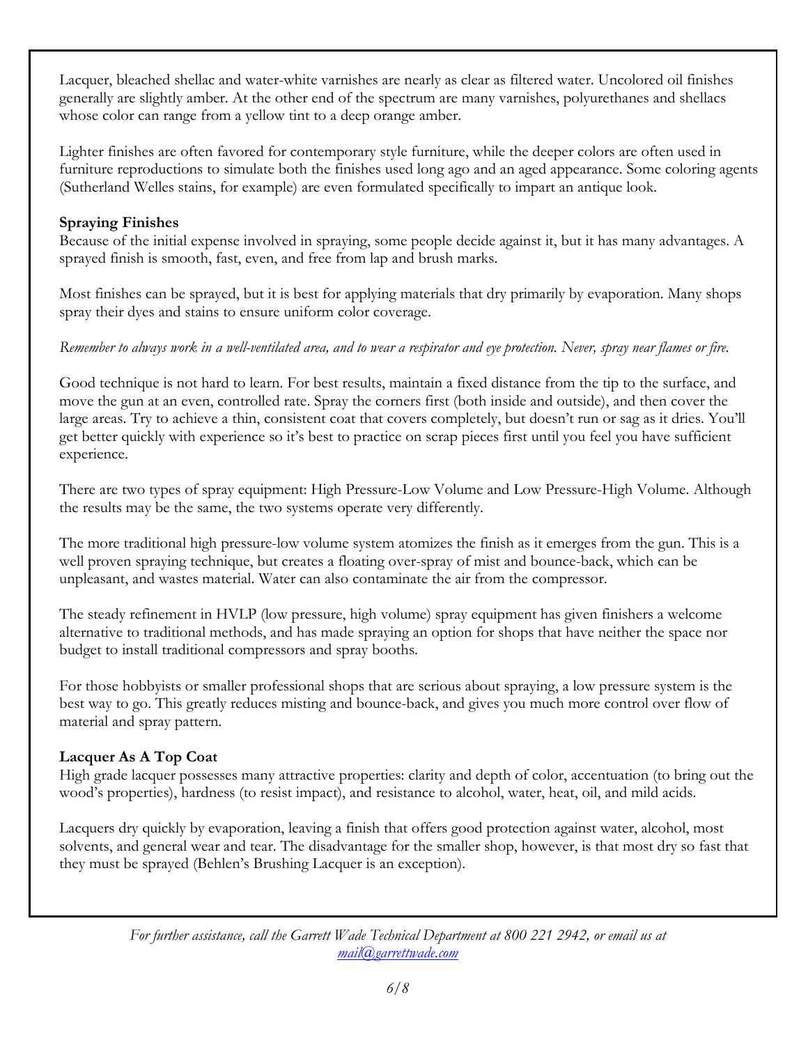Lacquer, bleached shellac and water-white varnishes are nearly as clear as filtered water. Uncolored oil finishes generally are slightly amber. At the other end of the spectrum are many varnishes, polyurethanes and shellacs whose color can range from a yellow tint to a deep orange amber.

Lighter finishes are often favored for contemporary style furniture, while the deeper colors are often used in furniture reproductions to simulate both the finishes used long ago and an aged appearance. Some coloring agents (Sutherland Welles stains, for example) are even formulated specifically to impart an antique look.

**Spraying Finishes**

Because of the initial expense involved in spraying, some people decide against it, but it has many advantages. A sprayed finish is smooth, fast, even, and free from lap and brush marks.

Most finishes can be sprayed, but it is best for applying materials that dry primarily by evaporation. Many shops spray their dyes and stains to ensure uniform color coverage.

*Remember to always work in a well-ventilated area, and to wear a respirator and eye protection. Never, spray near flames or fire.*

Good technique is not hard to learn. For best results, maintain a fixed distance from the tip to the surface, and move the gun at an even, controlled rate. Spray the corners first (both inside and outside), and then cover the large areas. Try to achieve a thin, consistent coat that covers completely, but doesn't run or sag as it dries. You'll get better quickly with experience so it's best to practice on scrap pieces first until you feel you have sufficient experience.

There are two types of spray equipment: High Pressure-Low Volume and Low Pressure-High Volume. Although the results may be the same, the two systems operate very differently.

The more traditional high pressure-low volume system atomizes the finish as it emerges from the gun. This is a well proven spraying technique, but creates a floating over-spray of mist and bounce-back, which can be unpleasant, and wastes material. Water can also contaminate the air from the compressor.

The steady refinement in HVLP (low pressure, high volume) spray equipment has given finishers a welcome alternative to traditional methods, and has made spraying an option for shops that have neither the space nor budget to install traditional compressors and spray booths.

For those hobbyists or smaller professional shops that are serious about spraying, a low pressure system is the best way to go. This greatly reduces misting and bounce-back, and gives you much more control over flow of material and spray pattern.

**Lacquer As A Top Coat**

High grade lacquer possesses many attractive properties: clarity and depth of color, accentuation (to bring out the wood's properties), hardness (to resist impact), and resistance to alcohol, water, heat, oil, and mild acids.

Lacquers dry quickly by evaporation, leaving a finish that offers good protection against water, alcohol, most solvents, and general wear and tear. The disadvantage for the smaller shop, however, is that most dry so fast that they must be sprayed (Behlen's Brushing Lacquer is an exception).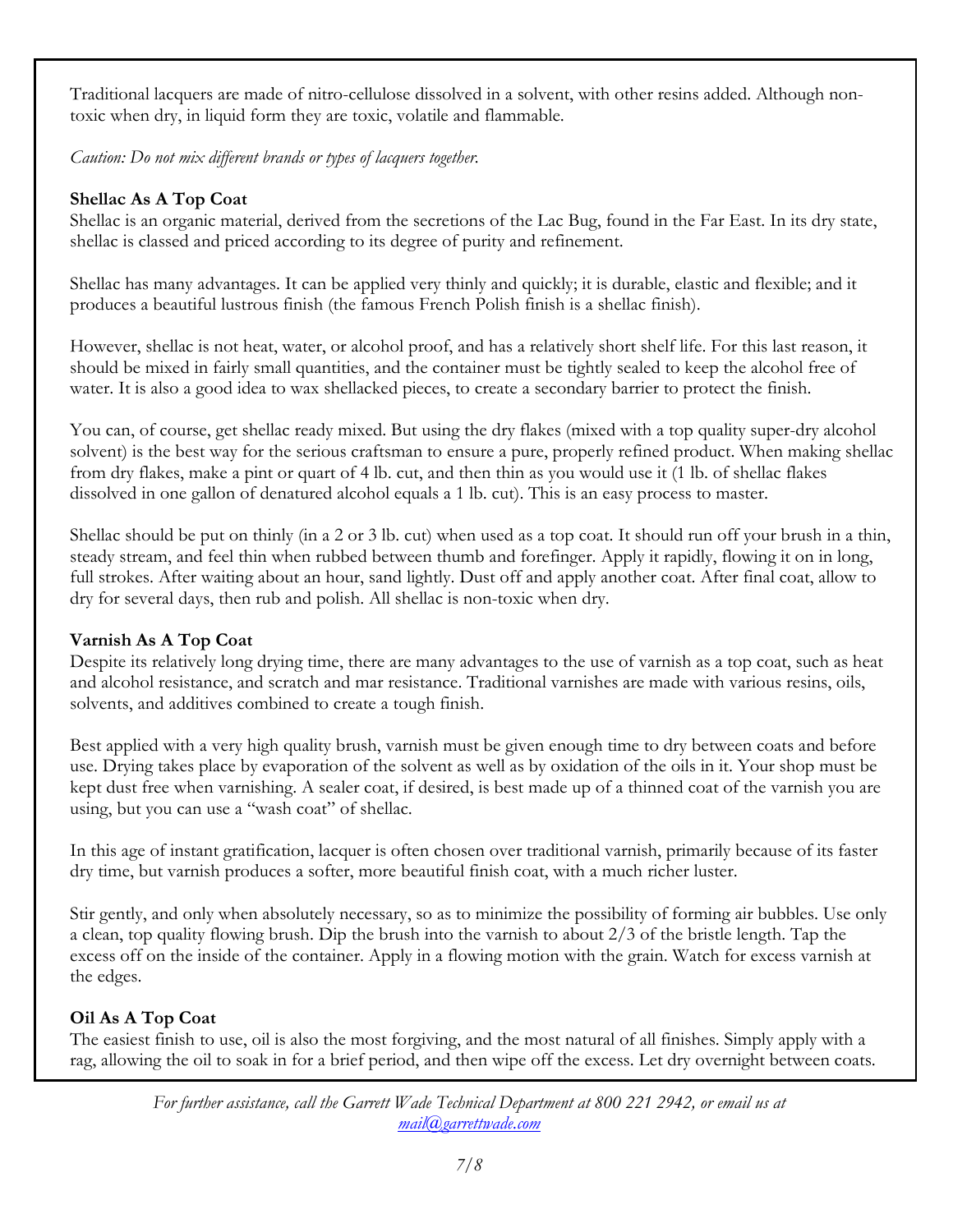Traditional lacquers are made of nitro-cellulose dissolved in a solvent, with other resins added. Although non-toxic when dry, in liquid form they are toxic, volatile and flammable.

*Caution: Do not mix different brands or types of lacquers together.*

**Shellac As A Top Coat**

Shellac is an organic material, derived from the secretions of the Lac Bug, found in the Far East. In its dry state, shellac is classed and priced according to its degree of purity and refinement.

Shellac has many advantages. It can be applied very thinly and quickly; it is durable, elastic and flexible; and it produces a beautiful lustrous finish (the famous French Polish finish is a shellac finish).

However, shellac is not heat, water, or alcohol proof, and has a relatively short shelf life. For this last reason, it should be mixed in fairly small quantities, and the container must be tightly sealed to keep the alcohol free of water. It is also a good idea to wax shellacked pieces, to create a secondary barrier to protect the finish.

You can, of course, get shellac ready mixed. But using the dry flakes (mixed with a top quality super-dry alcohol solvent) is the best way for the serious craftsman to ensure a pure, properly refined product. When making shellac from dry flakes, make a pint or quart of 4 lb. cut, and then thin as you would use it (1 lb. of shellac flakes dissolved in one gallon of denatured alcohol equals a 1 lb. cut). This is an easy process to master.

Shellac should be put on thinly (in a 2 or 3 lb. cut) when used as a top coat. It should run off your brush in a thin, steady stream, and feel thin when rubbed between thumb and forefinger. Apply it rapidly, flowing it on in long, full strokes. After waiting about an hour, sand lightly. Dust off and apply another coat. After final coat, allow to dry for several days, then rub and polish. All shellac is non-toxic when dry.

**Varnish As A Top Coat**

Despite its relatively long drying time, there are many advantages to the use of varnish as a top coat, such as heat and alcohol resistance, and scratch and mar resistance. Traditional varnishes are made with various resins, oils, solvents, and additives combined to create a tough finish.

Best applied with a very high quality brush, varnish must be given enough time to dry between coats and before use. Drying takes place by evaporation of the solvent as well as by oxidation of the oils in it. Your shop must be kept dust free when varnishing. A sealer coat, if desired, is best made up of a thinned coat of the varnish you are using, but you can use a "wash coat" of shellac.

In this age of instant gratification, lacquer is often chosen over traditional varnish, primarily because of its faster dry time, but varnish produces a softer, more beautiful finish coat, with a much richer luster.

Stir gently, and only when absolutely necessary, so as to minimize the possibility of forming air bubbles. Use only a clean, top quality flowing brush. Dip the brush into the varnish to about 2/3 of the bristle length. Tap the excess off on the inside of the container. Apply in a flowing motion with the grain. Watch for excess varnish at the edges.

**Oil As A Top Coat**

The easiest finish to use, oil is also the most forgiving, and the most natural of all finishes. Simply apply with a rag, allowing the oil to soak in for a brief period, and then wipe off the excess. Let dry overnight between coats.

*For further assistance, call the Garrett Wade Technical Department at 800 221 2942, or email us at [mail@garrettwade.com](mailto:mail@garrettwade.com)*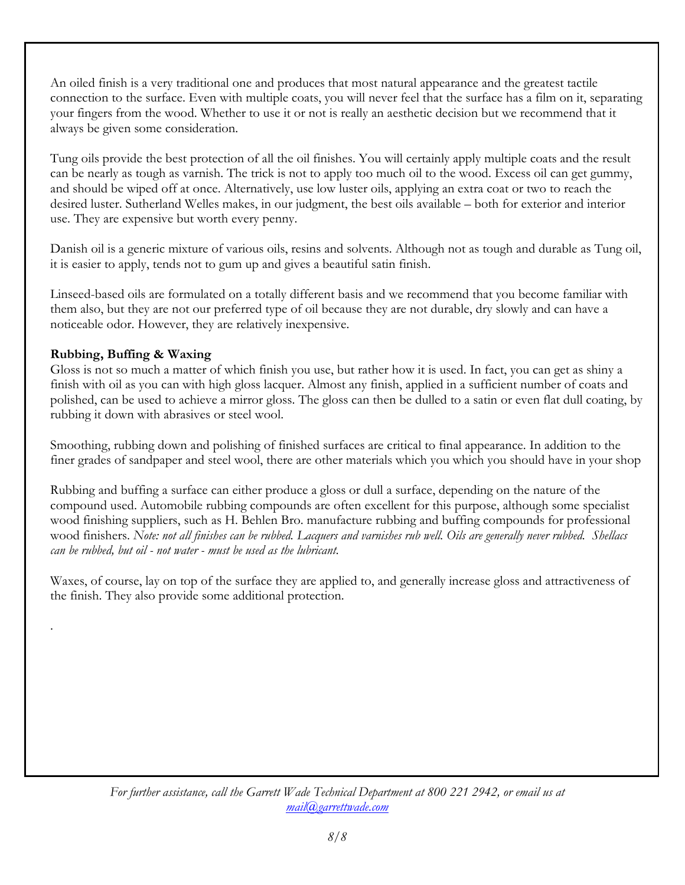An oiled finish is a very traditional one and produces that most natural appearance and the greatest tactile connection to the surface. Even with multiple coats, you will never feel that the surface has a film on it, separating your fingers from the wood. Whether to use it or not is really an aesthetic decision but we recommend that it always be given some consideration.

Tung oils provide the best protection of all the oil finishes. You will certainly apply multiple coats and the result can be nearly as tough as varnish. The trick is not to apply too much oil to the wood. Excess oil can get gummy, and should be wiped off at once. Alternatively, use low luster oils, applying an extra coat or two to reach the desired luster. Sutherland Welles makes, in our judgment, the best oils available – both for exterior and interior use. They are expensive but worth every penny.

Danish oil is a generic mixture of various oils, resins and solvents. Although not as tough and durable as Tung oil, it is easier to apply, tends not to gum up and gives a beautiful satin finish.

Linseed-based oils are formulated on a totally different basis and we recommend that you become familiar with them also, but they are not our preferred type of oil because they are not durable, dry slowly and can have a noticeable odor. However, they are relatively inexpensive.

**Rubbing, Buffing & Waxing**

Gloss is not so much a matter of which finish you use, but rather how it is used. In fact, you can get as shiny a finish with oil as you can with high gloss lacquer. Almost any finish, applied in a sufficient number of coats and polished, can be used to achieve a mirror gloss. The gloss can then be dulled to a satin or even flat dull coating, by rubbing it down with abrasives or steel wool.

Smoothing, rubbing down and polishing of finished surfaces are critical to final appearance. In addition to the finer grades of sandpaper and steel wool, there are other materials which you which you should have in your shop

Rubbing and buffing a surface can either produce a gloss or dull a surface, depending on the nature of the compound used. Automobile rubbing compounds are often excellent for this purpose, although some specialist wood finishing suppliers, such as H. Behlen Bro. manufacture rubbing and buffing compounds for professional wood finishers. *Note: not all finishes can be rubbed. Lacquers and varnishes rub well. Oils are generally never rubbed. Shellacs can be rubbed, but oil - not water - must be used as the lubricant.*

Waxes, of course, lay on top of the surface they are applied to, and generally increase gloss and attractiveness of the finish. They also provide some additional protection.

.

*For further assistance, call the Garrett Wade Technical Department at 800 221 2942, or email us at [mail@garrettwade.com](mailto:mail@garrettwade.com)*